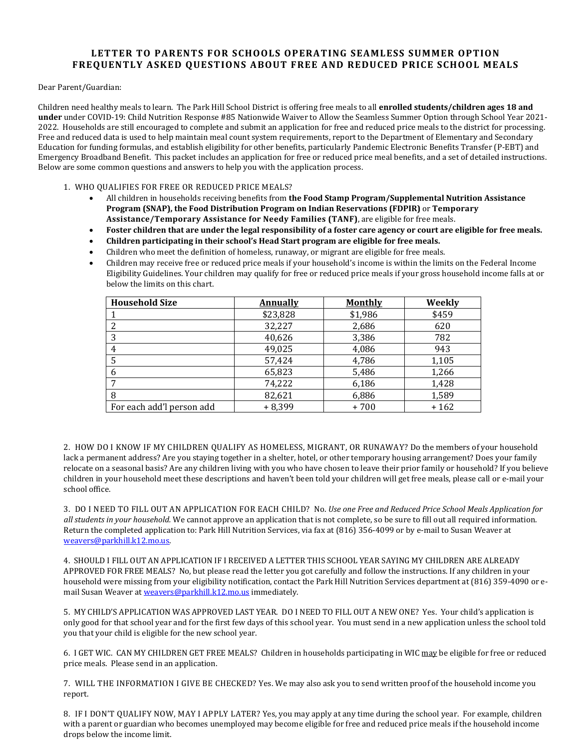# LETTER TO PARENTS FOR SCHOOLS OPERATING SEAMLESS SUMMER OPTION
# FREQUENTLY ASKED QUESTIONS ABOUT FREE AND REDUCED PRICE SCHOOL MEALS

Dear Parent/Guardian:

Children need healthy meals to learn. The Park Hill School District is offering free meals to all **enrolled students/children ages 18 and under** under COVID-19: Child Nutrition Response #85 Nationwide Waiver to Allow the Seamless Summer Option through School Year 2021-2022. Households are still encouraged to complete and submit an application for free and reduced price meals to the district for processing. Free and reduced data is used to help maintain meal count system requirements, report to the Department of Elementary and Secondary Education for funding formulas, and establish eligibility for other benefits, particularly Pandemic Electronic Benefits Transfer (P-EBT) and Emergency Broadband Benefit. This packet includes an application for free or reduced price meal benefits, and a set of detailed instructions. Below are some common questions and answers to help you with the application process.

1. WHO QUALIFIES FOR FREE OR REDUCED PRICE MEALS?
   - All children in households receiving benefits from **the Food Stamp Program/Supplemental Nutrition Assistance Program (SNAP), the Food Distribution Program on Indian Reservations (FDPIR)** or **Temporary Assistance/Temporary Assistance for Needy Families (TANF)**, are eligible for free meals.
   - **Foster children that are under the legal responsibility of a foster care agency or court are eligible for free meals.**
   - **Children participating in their school's Head Start program are eligible for free meals.**
   - Children who meet the definition of homeless, runaway, or migrant are eligible for free meals.
   - Children may receive free or reduced price meals if your household's income is within the limits on the Federal Income Eligibility Guidelines. Your children may qualify for free or reduced price meals if your gross household income falls at or below the limits on this chart.

| Household Size | Annually | Monthly | Weekly |
|---|---|---|---|
| 1 | $23,828 | $1,986 | $459 |
| 2 | 32,227 | 2,686 | 620 |
| 3 | 40,626 | 3,386 | 782 |
| 4 | 49,025 | 4,086 | 943 |
| 5 | 57,424 | 4,786 | 1,105 |
| 6 | 65,823 | 5,486 | 1,266 |
| 7 | 74,222 | 6,186 | 1,428 |
| 8 | 82,621 | 6,886 | 1,589 |
| For each add'l person add | + 8,399 | + 700 | + 162 |

2. HOW DO I KNOW IF MY CHILDREN QUALIFY AS HOMELESS, MIGRANT, OR RUNAWAY? Do the members of your household lack a permanent address? Are you staying together in a shelter, hotel, or other temporary housing arrangement? Does your family relocate on a seasonal basis? Are any children living with you who have chosen to leave their prior family or household? If you believe children in your household meet these descriptions and haven't been told your children will get free meals, please call or e-mail your school office.

3. DO I NEED TO FILL OUT AN APPLICATION FOR EACH CHILD? No. *Use one Free and Reduced Price School Meals Application for all students in your household.* We cannot approve an application that is not complete, so be sure to fill out all required information. Return the completed application to: Park Hill Nutrition Services, via fax at (816) 356-4099 or by e-mail to Susan Weaver at weavers@parkhill.k12.mo.us.

4. SHOULD I FILL OUT AN APPLICATION IF I RECEIVED A LETTER THIS SCHOOL YEAR SAYING MY CHILDREN ARE ALREADY APPROVED FOR FREE MEALS? No, but please read the letter you got carefully and follow the instructions. If any children in your household were missing from your eligibility notification, contact the Park Hill Nutrition Services department at (816) 359-4090 or e-mail Susan Weaver at weavers@parkhill.k12.mo.us immediately.

5. MY CHILD'S APPLICATION WAS APPROVED LAST YEAR. DO I NEED TO FILL OUT A NEW ONE? Yes. Your child's application is only good for that school year and for the first few days of this school year. You must send in a new application unless the school told you that your child is eligible for the new school year.

6. I GET WIC. CAN MY CHILDREN GET FREE MEALS? Children in households participating in WIC may be eligible for free or reduced price meals. Please send in an application.

7. WILL THE INFORMATION I GIVE BE CHECKED? Yes. We may also ask you to send written proof of the household income you report.

8. IF I DON'T QUALIFY NOW, MAY I APPLY LATER? Yes, you may apply at any time during the school year. For example, children with a parent or guardian who becomes unemployed may become eligible for free and reduced price meals if the household income drops below the income limit.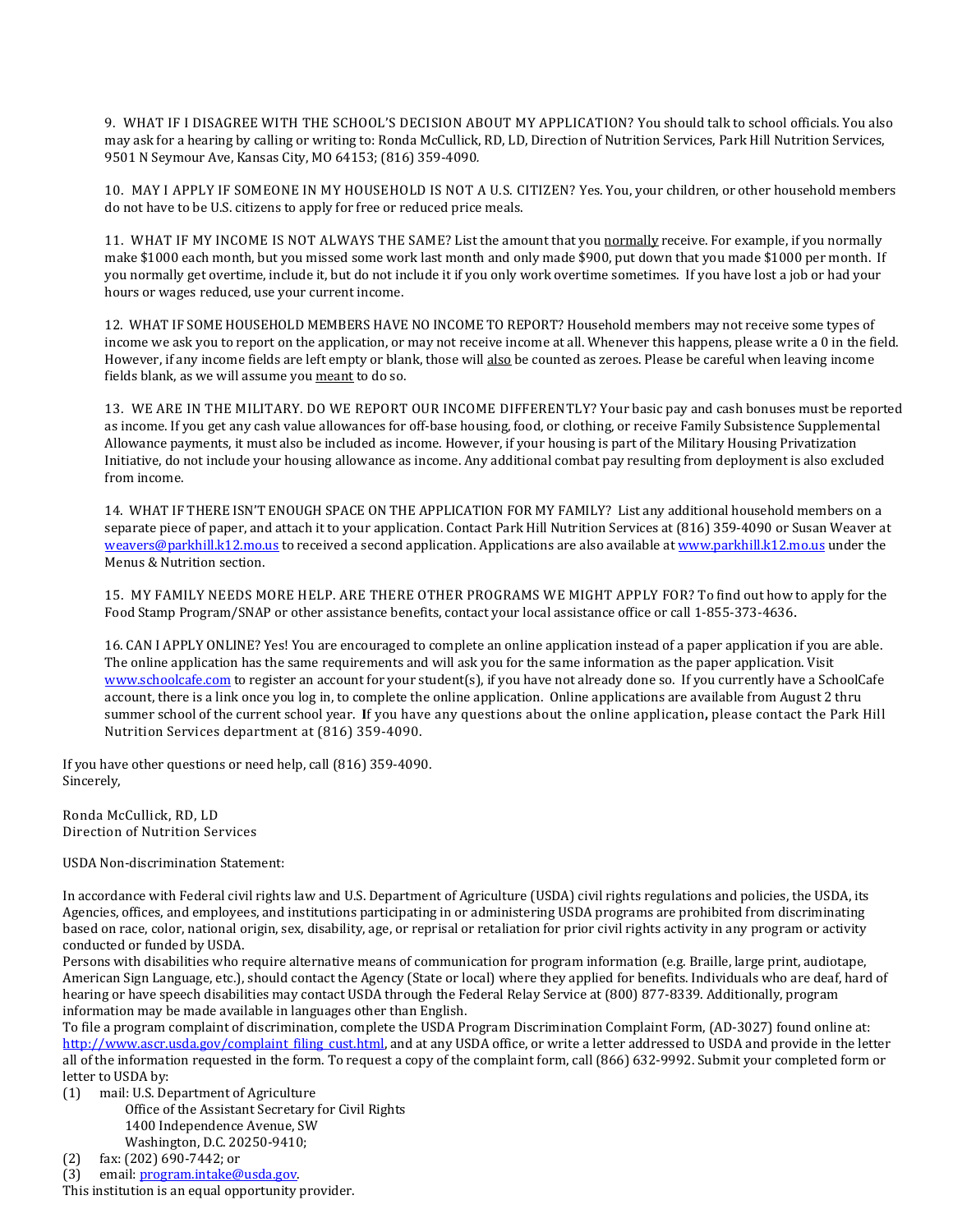9. WHAT IF I DISAGREE WITH THE SCHOOL'S DECISION ABOUT MY APPLICATION? You should talk to school officials. You also may ask for a hearing by calling or writing to: Ronda McCullick, RD, LD, Direction of Nutrition Services, Park Hill Nutrition Services, 9501 N Seymour Ave, Kansas City, MO 64153; (816) 359-4090.

10. MAY I APPLY IF SOMEONE IN MY HOUSEHOLD IS NOT A U.S. CITIZEN? Yes. You, your children, or other household members do not have to be U.S. citizens to apply for free or reduced price meals.

11. WHAT IF MY INCOME IS NOT ALWAYS THE SAME? List the amount that you normally receive. For example, if you normally make $1000 each month, but you missed some work last month and only made $900, put down that you made $1000 per month. If you normally get overtime, include it, but do not include it if you only work overtime sometimes. If you have lost a job or had your hours or wages reduced, use your current income.

12. WHAT IF SOME HOUSEHOLD MEMBERS HAVE NO INCOME TO REPORT? Household members may not receive some types of income we ask you to report on the application, or may not receive income at all. Whenever this happens, please write a 0 in the field. However, if any income fields are left empty or blank, those will also be counted as zeroes. Please be careful when leaving income fields blank, as we will assume you meant to do so.

13. WE ARE IN THE MILITARY. DO WE REPORT OUR INCOME DIFFERENTLY? Your basic pay and cash bonuses must be reported as income. If you get any cash value allowances for off-base housing, food, or clothing, or receive Family Subsistence Supplemental Allowance payments, it must also be included as income. However, if your housing is part of the Military Housing Privatization Initiative, do not include your housing allowance as income. Any additional combat pay resulting from deployment is also excluded from income.

14. WHAT IF THERE ISN'T ENOUGH SPACE ON THE APPLICATION FOR MY FAMILY? List any additional household members on a separate piece of paper, and attach it to your application. Contact Park Hill Nutrition Services at (816) 359-4090 or Susan Weaver at weavers@parkhill.k12.mo.us to received a second application. Applications are also available at www.parkhill.k12.mo.us under the Menus & Nutrition section.

15. MY FAMILY NEEDS MORE HELP. ARE THERE OTHER PROGRAMS WE MIGHT APPLY FOR? To find out how to apply for the Food Stamp Program/SNAP or other assistance benefits, contact your local assistance office or call 1-855-373-4636.

16. CAN I APPLY ONLINE? Yes! You are encouraged to complete an online application instead of a paper application if you are able. The online application has the same requirements and will ask you for the same information as the paper application. Visit www.schoolcafe.com to register an account for your student(s), if you have not already done so. If you currently have a SchoolCafe account, there is a link once you log in, to complete the online application. Online applications are available from August 2 thru summer school of the current school year. **I**f you have any questions about the online application**,** please contact the Park Hill Nutrition Services department at (816) 359-4090.

If you have other questions or need help, call (816) 359-4090.
Sincerely,

Ronda McCullick, RD, LD
Direction of Nutrition Services

USDA Non-discrimination Statement:

In accordance with Federal civil rights law and U.S. Department of Agriculture (USDA) civil rights regulations and policies, the USDA, its Agencies, offices, and employees, and institutions participating in or administering USDA programs are prohibited from discriminating based on race, color, national origin, sex, disability, age, or reprisal or retaliation for prior civil rights activity in any program or activity conducted or funded by USDA.
Persons with disabilities who require alternative means of communication for program information (e.g. Braille, large print, audiotape, American Sign Language, etc.), should contact the Agency (State or local) where they applied for benefits. Individuals who are deaf, hard of hearing or have speech disabilities may contact USDA through the Federal Relay Service at (800) 877-8339. Additionally, program information may be made available in languages other than English.
To file a program complaint of discrimination, complete the USDA Program Discrimination Complaint Form, (AD-3027) found online at: http://www.ascr.usda.gov/complaint_filing_cust.html, and at any USDA office, or write a letter addressed to USDA and provide in the letter all of the information requested in the form. To request a copy of the complaint form, call (866) 632-9992. Submit your completed form or letter to USDA by:

(1) mail: U.S. Department of Agriculture
Office of the Assistant Secretary for Civil Rights
1400 Independence Avenue, SW
Washington, D.C. 20250-9410;
(2) fax: (202) 690-7442; or
(3) email: program.intake@usda.gov.

This institution is an equal opportunity provider.